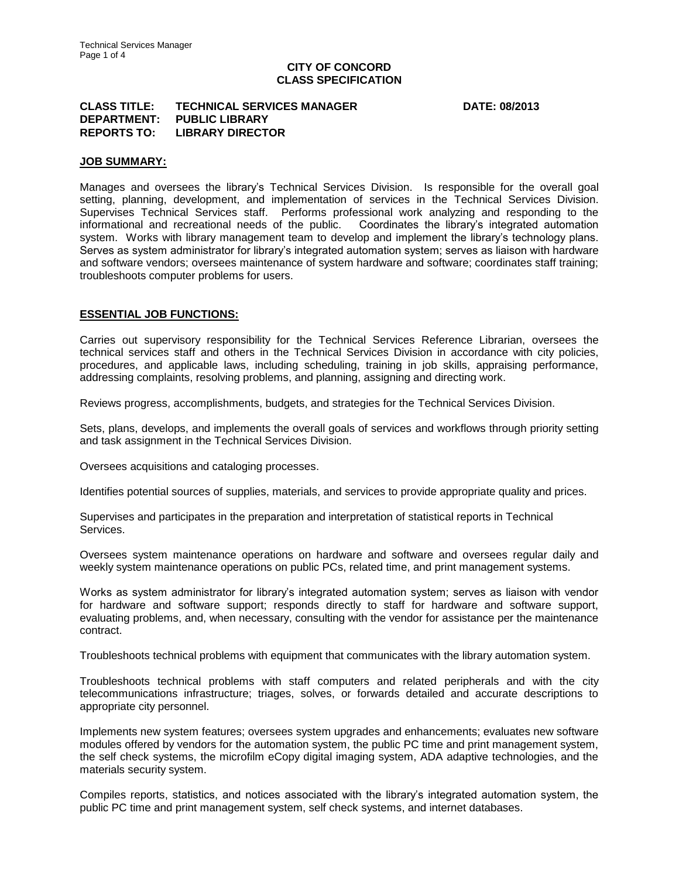**CITY OF CONCORD**
**CLASS SPECIFICATION**

**CLASS TITLE:** **TECHNICAL SERVICES MANAGER** **DATE: 08/2013**
**DEPARTMENT:** **PUBLIC LIBRARY**
**REPORTS TO:** **LIBRARY DIRECTOR**

## JOB SUMMARY:

Manages and oversees the library's Technical Services Division. Is responsible for the overall goal setting, planning, development, and implementation of services in the Technical Services Division. Supervises Technical Services staff. Performs professional work analyzing and responding to the informational and recreational needs of the public. Coordinates the library's integrated automation system. Works with library management team to develop and implement the library's technology plans. Serves as system administrator for library's integrated automation system; serves as liaison with hardware and software vendors; oversees maintenance of system hardware and software; coordinates staff training; troubleshoots computer problems for users.

## ESSENTIAL JOB FUNCTIONS:

Carries out supervisory responsibility for the Technical Services Reference Librarian, oversees the technical services staff and others in the Technical Services Division in accordance with city policies, procedures, and applicable laws, including scheduling, training in job skills, appraising performance, addressing complaints, resolving problems, and planning, assigning and directing work.

Reviews progress, accomplishments, budgets, and strategies for the Technical Services Division.

Sets, plans, develops, and implements the overall goals of services and workflows through priority setting and task assignment in the Technical Services Division.

Oversees acquisitions and cataloging processes.

Identifies potential sources of supplies, materials, and services to provide appropriate quality and prices.

Supervises and participates in the preparation and interpretation of statistical reports in Technical Services.

Oversees system maintenance operations on hardware and software and oversees regular daily and weekly system maintenance operations on public PCs, related time, and print management systems.

Works as system administrator for library's integrated automation system; serves as liaison with vendor for hardware and software support; responds directly to staff for hardware and software support, evaluating problems, and, when necessary, consulting with the vendor for assistance per the maintenance contract.

Troubleshoots technical problems with equipment that communicates with the library automation system.

Troubleshoots technical problems with staff computers and related peripherals and with the city telecommunications infrastructure; triages, solves, or forwards detailed and accurate descriptions to appropriate city personnel.

Implements new system features; oversees system upgrades and enhancements; evaluates new software modules offered by vendors for the automation system, the public PC time and print management system, the self check systems, the microfilm eCopy digital imaging system, ADA adaptive technologies, and the materials security system.

Compiles reports, statistics, and notices associated with the library's integrated automation system, the public PC time and print management system, self check systems, and internet databases.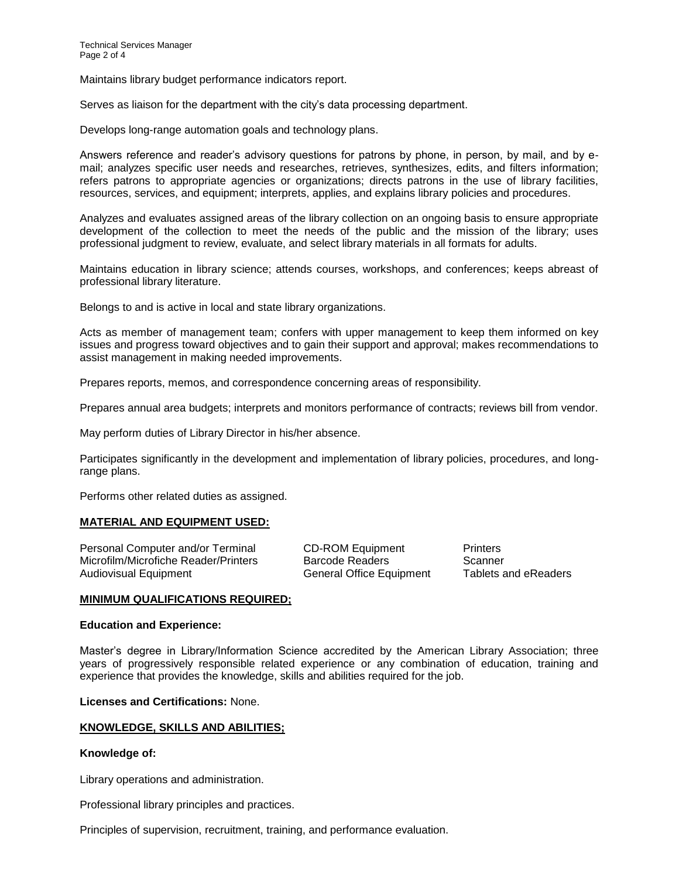Maintains library budget performance indicators report.

Serves as liaison for the department with the city's data processing department.

Develops long-range automation goals and technology plans.

Answers reference and reader's advisory questions for patrons by phone, in person, by mail, and by e-mail; analyzes specific user needs and researches, retrieves, synthesizes, edits, and filters information; refers patrons to appropriate agencies or organizations; directs patrons in the use of library facilities, resources, services, and equipment; interprets, applies, and explains library policies and procedures.

Analyzes and evaluates assigned areas of the library collection on an ongoing basis to ensure appropriate development of the collection to meet the needs of the public and the mission of the library; uses professional judgment to review, evaluate, and select library materials in all formats for adults.

Maintains education in library science; attends courses, workshops, and conferences; keeps abreast of professional library literature.

Belongs to and is active in local and state library organizations.

Acts as member of management team; confers with upper management to keep them informed on key issues and progress toward objectives and to gain their support and approval; makes recommendations to assist management in making needed improvements.

Prepares reports, memos, and correspondence concerning areas of responsibility.

Prepares annual area budgets; interprets and monitors performance of contracts; reviews bill from vendor.

May perform duties of Library Director in his/her absence.

Participates significantly in the development and implementation of library policies, procedures, and long-range plans.

Performs other related duties as assigned.

## MATERIAL AND EQUIPMENT USED:

| | | |
|---|---|---|
| Personal Computer and/or Terminal | CD-ROM Equipment | Printers |
| Microfilm/Microfiche Reader/Printers | Barcode Readers | Scanner |
| Audiovisual Equipment | General Office Equipment | Tablets and eReaders |

## MINIMUM QUALIFICATIONS REQUIRED;

**Education and Experience:**

Master's degree in Library/Information Science accredited by the American Library Association; three years of progressively responsible related experience or any combination of education, training and experience that provides the knowledge, skills and abilities required for the job.

**Licenses and Certifications:** None.

## KNOWLEDGE, SKILLS AND ABILITIES;

**Knowledge of:**

Library operations and administration.

Professional library principles and practices.

Principles of supervision, recruitment, training, and performance evaluation.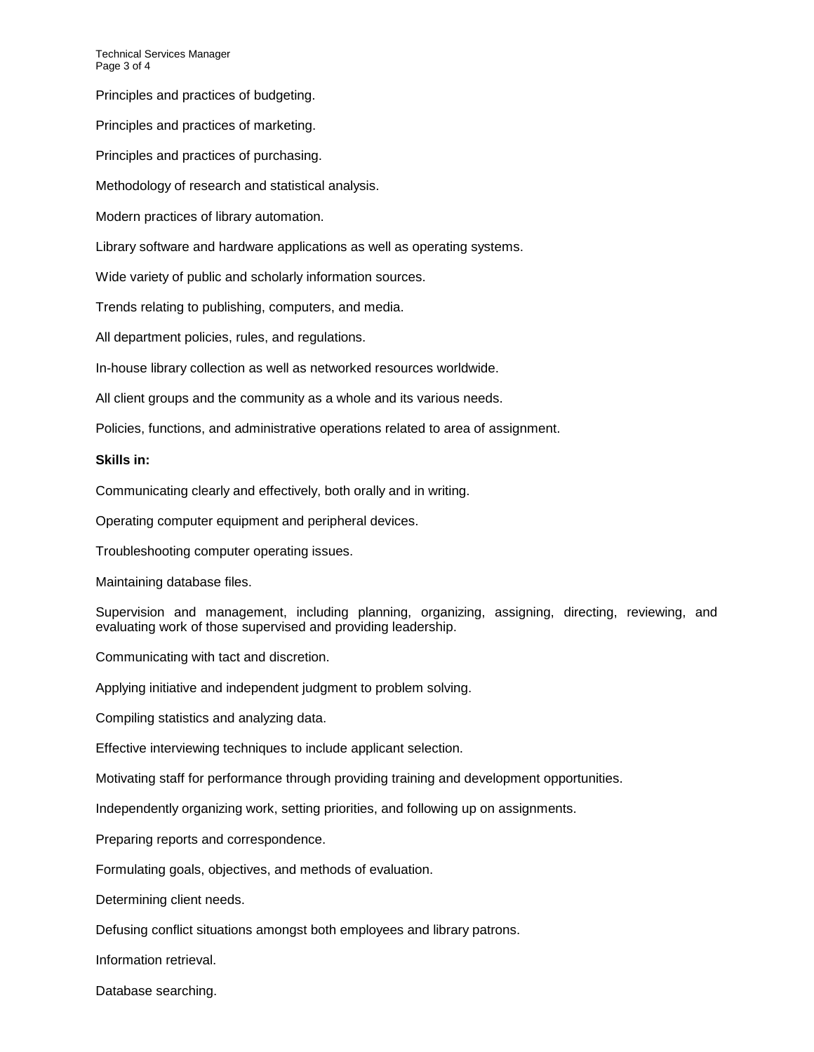Principles and practices of budgeting.

Principles and practices of marketing.

Principles and practices of purchasing.

Methodology of research and statistical analysis.

Modern practices of library automation.

Library software and hardware applications as well as operating systems.

Wide variety of public and scholarly information sources.

Trends relating to publishing, computers, and media.

All department policies, rules, and regulations.

In-house library collection as well as networked resources worldwide.

All client groups and the community as a whole and its various needs.

Policies, functions, and administrative operations related to area of assignment.

**Skills in:**

Communicating clearly and effectively, both orally and in writing.

Operating computer equipment and peripheral devices.

Troubleshooting computer operating issues.

Maintaining database files.

Supervision and management, including planning, organizing, assigning, directing, reviewing, and evaluating work of those supervised and providing leadership.

Communicating with tact and discretion.

Applying initiative and independent judgment to problem solving.

Compiling statistics and analyzing data.

Effective interviewing techniques to include applicant selection.

Motivating staff for performance through providing training and development opportunities.

Independently organizing work, setting priorities, and following up on assignments.

Preparing reports and correspondence.

Formulating goals, objectives, and methods of evaluation.

Determining client needs.

Defusing conflict situations amongst both employees and library patrons.

Information retrieval.

Database searching.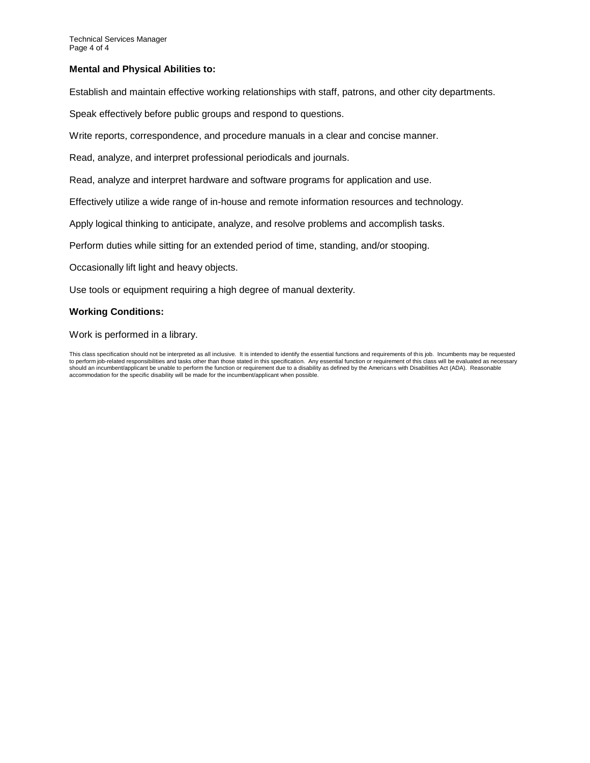**Mental and Physical Abilities to:**

Establish and maintain effective working relationships with staff, patrons, and other city departments.

Speak effectively before public groups and respond to questions.

Write reports, correspondence, and procedure manuals in a clear and concise manner.

Read, analyze, and interpret professional periodicals and journals.

Read, analyze and interpret hardware and software programs for application and use.

Effectively utilize a wide range of in-house and remote information resources and technology.

Apply logical thinking to anticipate, analyze, and resolve problems and accomplish tasks.

Perform duties while sitting for an extended period of time, standing, and/or stooping.

Occasionally lift light and heavy objects.

Use tools or equipment requiring a high degree of manual dexterity.

**Working Conditions:**

Work is performed in a library.

This class specification should not be interpreted as all inclusive. It is intended to identify the essential functions and requirements of this job. Incumbents may be requested to perform job-related responsibilities and tasks other than those stated in this specification. Any essential function or requirement of this class will be evaluated as necessary should an incumbent/applicant be unable to perform the function or requirement due to a disability as defined by the Americans with Disabilities Act (ADA). Reasonable accommodation for the specific disability will be made for the incumbent/applicant when possible.